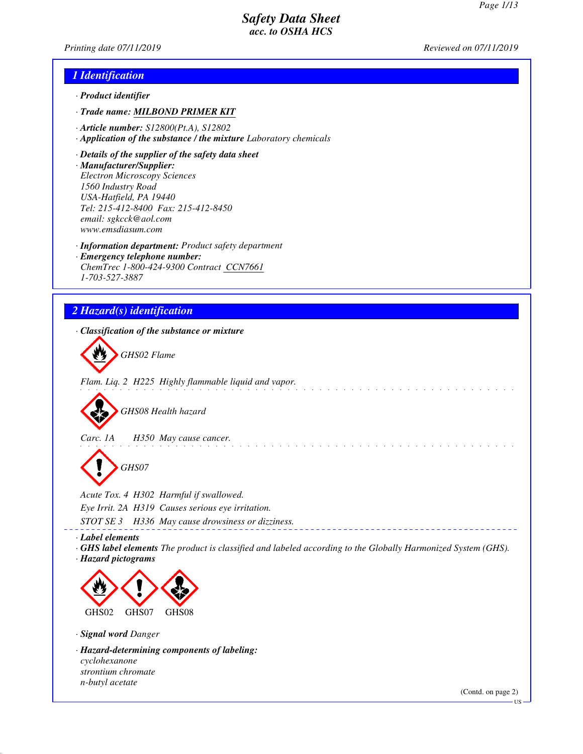# Safety Data Sheet
## acc. to OSHA HCS

Printing date 07/11/2019 Reviewed on 07/11/2019

## 1 Identification

· **Product identifier**

· **Trade name: MILBOND PRIMER KIT**

· **Article number:** S12800(Pt.A), S12802
· **Application of the substance / the mixture** Laboratory chemicals

· **Details of the supplier of the safety data sheet**
· **Manufacturer/Supplier:**
Electron Microscopy Sciences
1560 Industry Road
USA-Hatfield, PA 19440
Tel: 215-412-8400 Fax: 215-412-8450
email: sgkcck@aol.com
www.emsdiasum.com

· **Information department:** Product safety department
· **Emergency telephone number:**
ChemTrec 1-800-424-9300 Contract CCN7661
1-703-527-3887

## 2 Hazard(s) identification

· **Classification of the substance or mixture**

GHS02 Flame

Flam. Liq. 2 H225 Highly flammable liquid and vapor.

GHS08 Health hazard

Carc. 1A H350 May cause cancer.

GHS07

Acute Tox. 4 H302 Harmful if swallowed.
Eye Irrit. 2A H319 Causes serious eye irritation.
STOT SE 3 H336 May cause drowsiness or dizziness.

· **Label elements**
· **GHS label elements** The product is classified and labeled according to the Globally Harmonized System (GHS).
· **Hazard pictograms**

GHS02 GHS07 GHS08

· **Signal word** Danger

· **Hazard-determining components of labeling:**
cyclohexanone
strontium chromate
n-butyl acetate

(Contd. on page 2)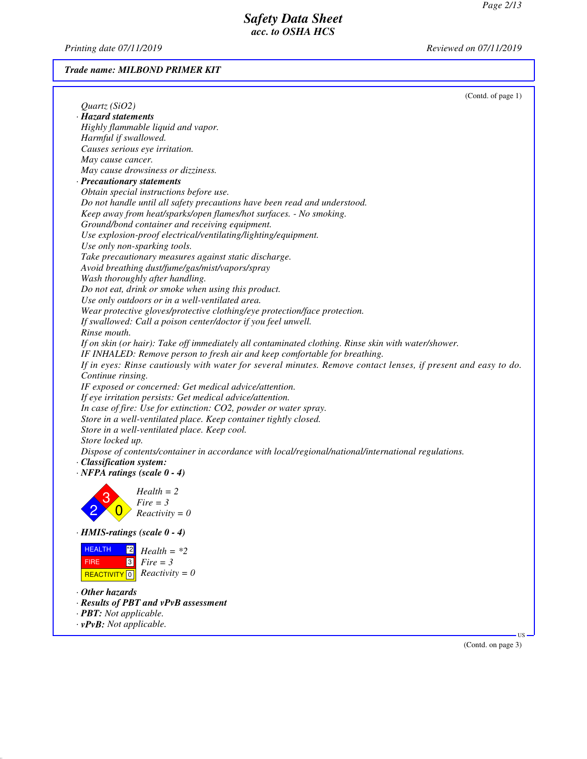Trade name: MILBOND PRIMER KIT

(Contd. of page 1)

Quartz ($SiO_2$)

· **Hazard statements**

Highly flammable liquid and vapor.
Harmful if swallowed.
Causes serious eye irritation.
May cause cancer.
May cause drowsiness or dizziness.

· **Precautionary statements**

Obtain special instructions before use.
Do not handle until all safety precautions have been read and understood.
Keep away from heat/sparks/open flames/hot surfaces. - No smoking.
Ground/bond container and receiving equipment.
Use explosion-proof electrical/ventilating/lighting/equipment.
Use only non-sparking tools.
Take precautionary measures against static discharge.
Avoid breathing dust/fume/gas/mist/vapors/spray
Wash thoroughly after handling.
Do not eat, drink or smoke when using this product.
Use only outdoors or in a well-ventilated area.
Wear protective gloves/protective clothing/eye protection/face protection.
If swallowed: Call a poison center/doctor if you feel unwell.
Rinse mouth.
If on skin (or hair): Take off immediately all contaminated clothing. Rinse skin with water/shower.
IF INHALED: Remove person to fresh air and keep comfortable for breathing.
If in eyes: Rinse cautiously with water for several minutes. Remove contact lenses, if present and easy to do. Continue rinsing.
IF exposed or concerned: Get medical advice/attention.
If eye irritation persists: Get medical advice/attention.
In case of fire: Use for extinction: $CO_2$, powder or water spray.
Store in a well-ventilated place. Keep container tightly closed.
Store in a well-ventilated place. Keep cool.
Store locked up.
Dispose of contents/container in accordance with local/regional/national/international regulations.

· **Classification system:**

· **NFPA ratings (scale 0 - 4)**

Health = 2
Fire = 3
Reactivity = 0

· **HMIS-ratings (scale 0 - 4)**

| | |
|---|---|
| HEALTH | *2 |
| FIRE | 3 |
| REACTIVITY | 0 |

Health = *2
Fire = 3
Reactivity = 0

· **Other hazards**

· **Results of PBT and vPvB assessment**

· **PBT:** Not applicable.

· **vPvB:** Not applicable.

(Contd. on page 3)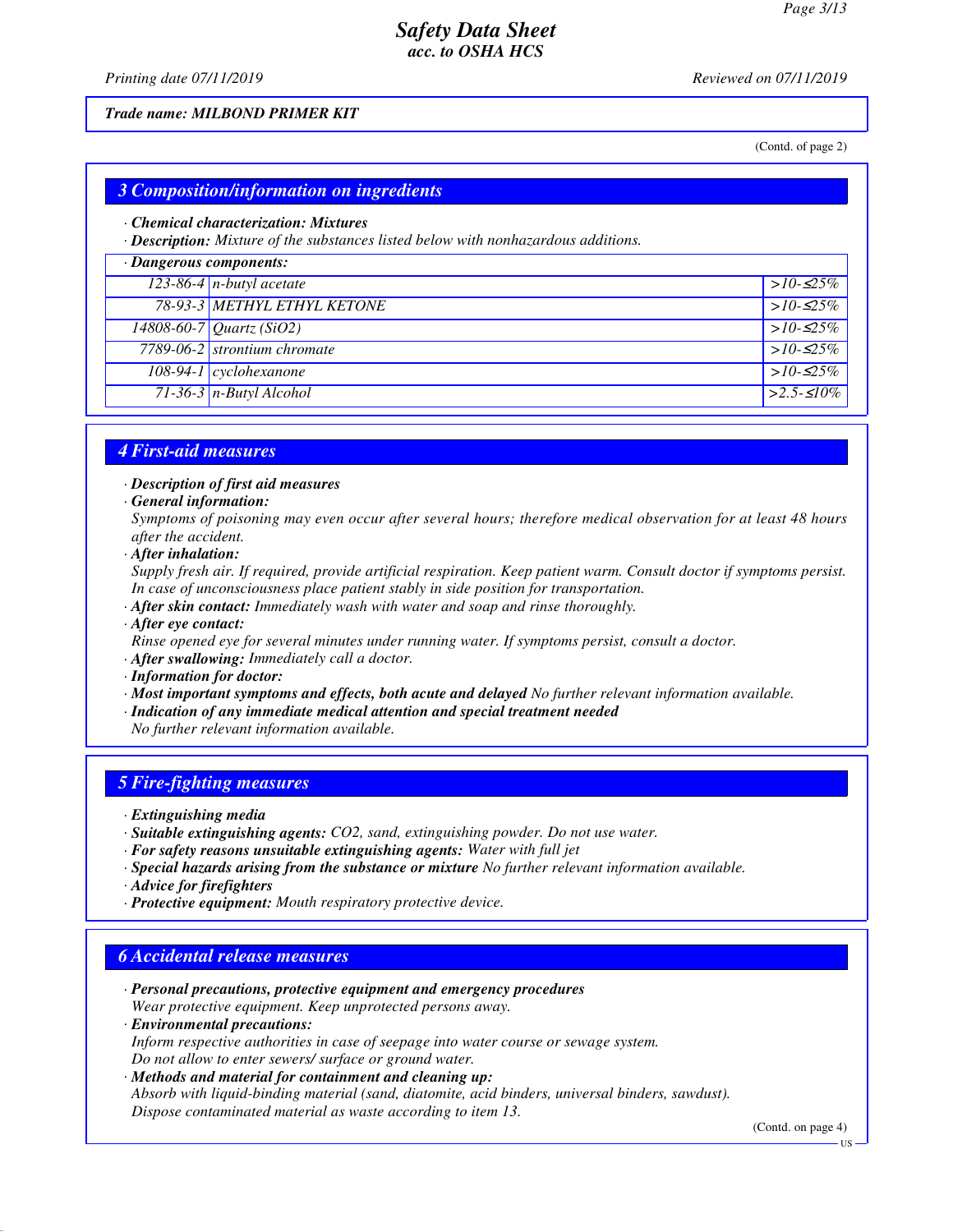## 3 Composition/information on ingredients

· **Chemical characterization: Mixtures**
· **Description:** Mixture of the substances listed below with nonhazardous additions.

| · Dangerous components: | | |
|---|---|---|
| 123-86-4 | n-butyl acetate | >10-≤25% |
| 78-93-3 | METHYL ETHYL KETONE | >10-≤25% |
| 14808-60-7 | Quartz ($SiO_2$) | >10-≤25% |
| 7789-06-2 | strontium chromate | >10-≤25% |
| 108-94-1 | cyclohexanone | >10-≤25% |
| 71-36-3 | n-Butyl Alcohol | >2.5-≤10% |

## 4 First-aid measures

· **Description of first aid measures**
· **General information:**
Symptoms of poisoning may even occur after several hours; therefore medical observation for at least 48 hours after the accident.
· **After inhalation:**
Supply fresh air. If required, provide artificial respiration. Keep patient warm. Consult doctor if symptoms persist.
In case of unconsciousness place patient stably in side position for transportation.
· **After skin contact:** Immediately wash with water and soap and rinse thoroughly.
· **After eye contact:**
Rinse opened eye for several minutes under running water. If symptoms persist, consult a doctor.
· **After swallowing:** Immediately call a doctor.
· **Information for doctor:**
· **Most important symptoms and effects, both acute and delayed** No further relevant information available.
· **Indication of any immediate medical attention and special treatment needed**
No further relevant information available.

## 5 Fire-fighting measures

· **Extinguishing media**
· **Suitable extinguishing agents:** $CO_2$, sand, extinguishing powder. Do not use water.
· **For safety reasons unsuitable extinguishing agents:** Water with full jet
· **Special hazards arising from the substance or mixture** No further relevant information available.
· **Advice for firefighters**
· **Protective equipment:** Mouth respiratory protective device.

## 6 Accidental release measures

· **Personal precautions, protective equipment and emergency procedures**
Wear protective equipment. Keep unprotected persons away.
· **Environmental precautions:**
Inform respective authorities in case of seepage into water course or sewage system.
Do not allow to enter sewers/ surface or ground water.
· **Methods and material for containment and cleaning up:**
Absorb with liquid-binding material (sand, diatomite, acid binders, universal binders, sawdust).
Dispose contaminated material as waste according to item 13.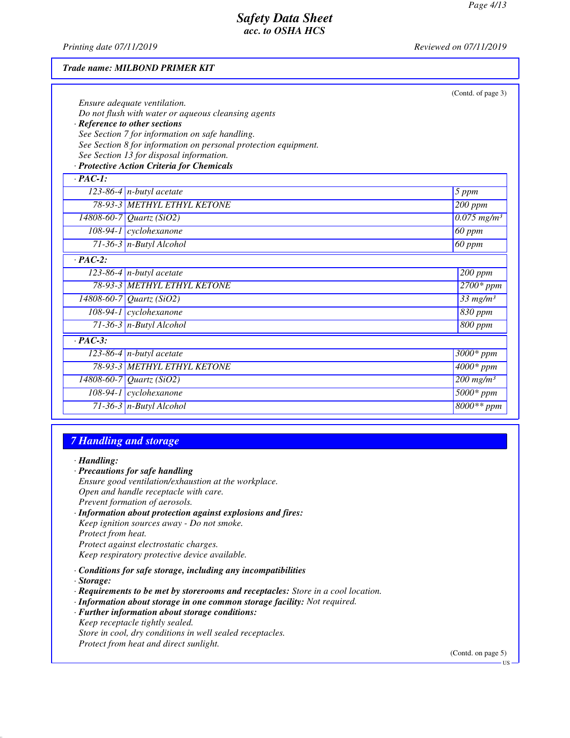(Contd. of page 3)

Ensure adequate ventilation.
Do not flush with water or aqueous cleansing agents

· **Reference to other sections**
See Section 7 for information on safe handling.
See Section 8 for information on personal protection equipment.
See Section 13 for disposal information.

· **Protective Action Criteria for Chemicals**

| · PAC-1: | | |
|---|---|---|
| 123-86-4 | n-butyl acetate | 5 ppm |
| 78-93-3 | METHYL ETHYL KETONE | 200 ppm |
| 14808-60-7 | Quartz ($SiO_2$) | 0.075 mg/m³ |
| 108-94-1 | cyclohexanone | 60 ppm |
| 71-36-3 | n-Butyl Alcohol | 60 ppm |
| **· PAC-2:** | | |
| 123-86-4 | n-butyl acetate | 200 ppm |
| 78-93-3 | METHYL ETHYL KETONE | 2700* ppm |
| 14808-60-7 | Quartz ($SiO_2$) | 33 mg/m³ |
| 108-94-1 | cyclohexanone | 830 ppm |
| 71-36-3 | n-Butyl Alcohol | 800 ppm |
| **· PAC-3:** | | |
| 123-86-4 | n-butyl acetate | 3000* ppm |
| 78-93-3 | METHYL ETHYL KETONE | 4000* ppm |
| 14808-60-7 | Quartz ($SiO_2$) | 200 mg/m³ |
| 108-94-1 | cyclohexanone | 5000* ppm |
| 71-36-3 | n-Butyl Alcohol | 8000** ppm |

## 7 Handling and storage

· **Handling:**

· **Precautions for safe handling**
Ensure good ventilation/exhaustion at the workplace.
Open and handle receptacle with care.
Prevent formation of aerosols.

· **Information about protection against explosions and fires:**
Keep ignition sources away - Do not smoke.
Protect from heat.
Protect against electrostatic charges.
Keep respiratory protective device available.

· **Conditions for safe storage, including any incompatibilities**

· **Storage:**

· **Requirements to be met by storerooms and receptacles:** Store in a cool location.

· **Information about storage in one common storage facility:** Not required.

· **Further information about storage conditions:**
Keep receptacle tightly sealed.
Store in cool, dry conditions in well sealed receptacles.
Protect from heat and direct sunlight.

(Contd. on page 5)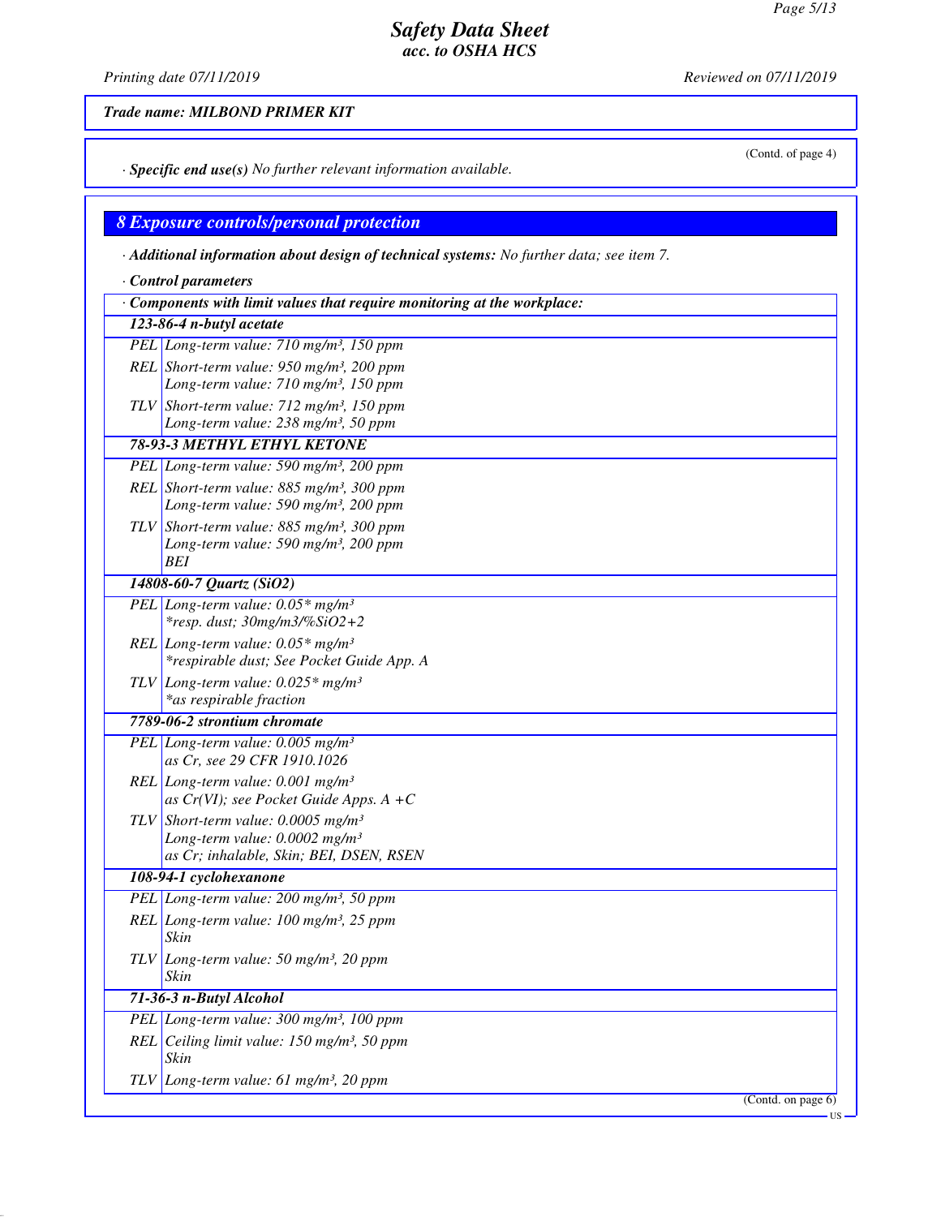Trade name: MILBOND PRIMER KIT

(Contd. of page 4)

· **Specific end use(s)** No further relevant information available.

## 8 Exposure controls/personal protection

· **Additional information about design of technical systems:** No further data; see item 7.

· **Control parameters**

| · Components with limit values that require monitoring at the workplace: | |
|---|---|
| **123-86-4 n-butyl acetate** | |
| PEL | Long-term value: 710 mg/m³, 150 ppm |
| REL | Short-term value: 950 mg/m³, 200 ppm<br>Long-term value: 710 mg/m³, 150 ppm |
| TLV | Short-term value: 712 mg/m³, 150 ppm<br>Long-term value: 238 mg/m³, 50 ppm |
| **78-93-3 METHYL ETHYL KETONE** | |
| PEL | Long-term value: 590 mg/m³, 200 ppm |
| REL | Short-term value: 885 mg/m³, 300 ppm<br>Long-term value: 590 mg/m³, 200 ppm |
| TLV | Short-term value: 885 mg/m³, 300 ppm<br>Long-term value: 590 mg/m³, 200 ppm<br>BEI |
| **14808-60-7 Quartz (SiO2)** | |
| PEL | Long-term value: 0.05* mg/m³<br>*resp. dust; 30mg/m3/%SiO2+2 |
| REL | Long-term value: 0.05* mg/m³<br>*respirable dust; See Pocket Guide App. A |
| TLV | Long-term value: 0.025* mg/m³<br>*as respirable fraction |
| **7789-06-2 strontium chromate** | |
| PEL | Long-term value: 0.005 mg/m³<br>as Cr, see 29 CFR 1910.1026 |
| REL | Long-term value: 0.001 mg/m³<br>as Cr(VI); see Pocket Guide Apps. A +C |
| TLV | Short-term value: 0.0005 mg/m³<br>Long-term value: 0.0002 mg/m³<br>as Cr; inhalable, Skin; BEI, DSEN, RSEN |
| **108-94-1 cyclohexanone** | |
| PEL | Long-term value: 200 mg/m³, 50 ppm |
| REL | Long-term value: 100 mg/m³, 25 ppm<br>Skin |
| TLV | Long-term value: 50 mg/m³, 20 ppm<br>Skin |
| **71-36-3 n-Butyl Alcohol** | |
| PEL | Long-term value: 300 mg/m³, 100 ppm |
| REL | Ceiling limit value: 150 mg/m³, 50 ppm<br>Skin |
| TLV | Long-term value: 61 mg/m³, 20 ppm |

(Contd. on page 6)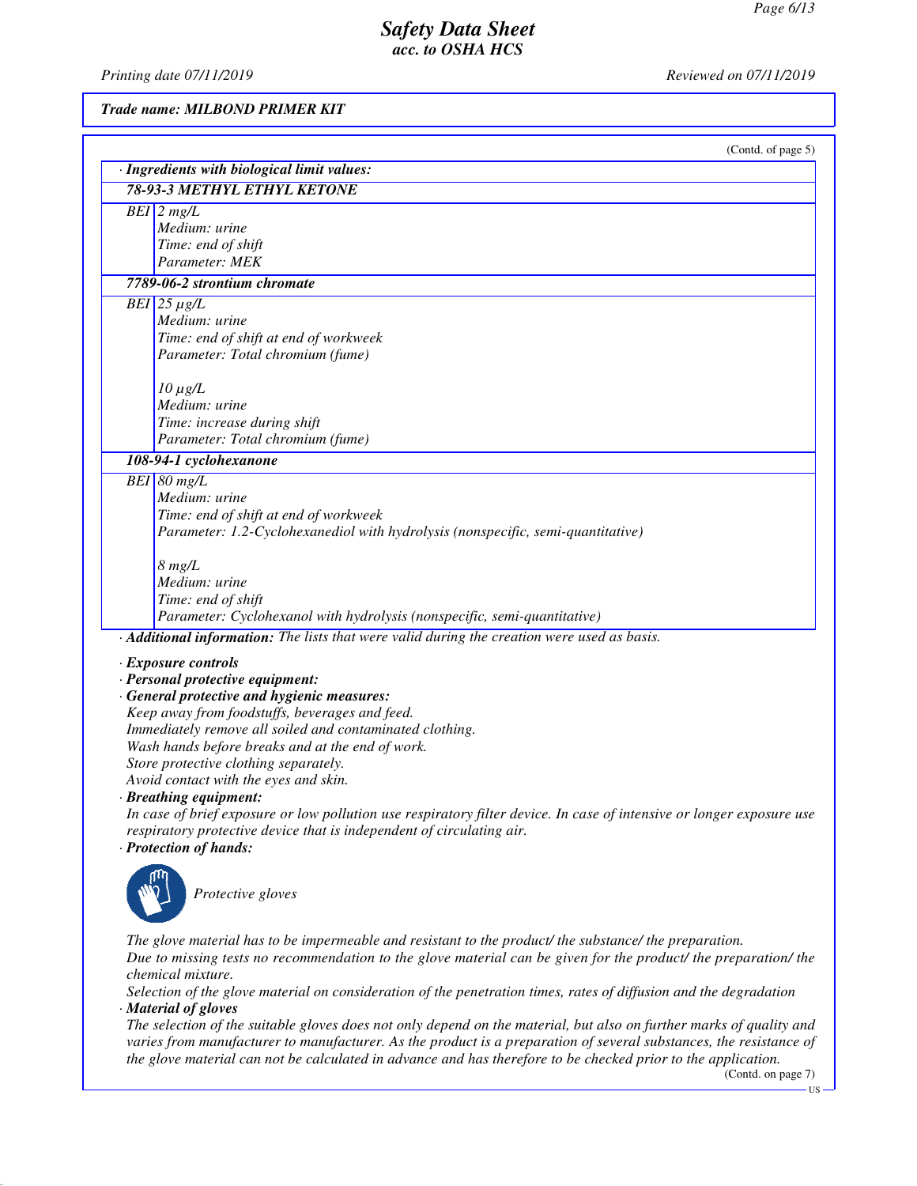**Trade name: MILBOND PRIMER KIT**

(Contd. of page 5)

· **Ingredients with biological limit values:**

| | |
|---|---|
| **78-93-3 METHYL ETHYL KETONE** | |
| BEI | 2 mg/L<br>Medium: urine<br>Time: end of shift<br>Parameter: MEK |
| **7789-06-2 strontium chromate** | |
| BEI | 25 µg/L<br>Medium: urine<br>Time: end of shift at end of workweek<br>Parameter: Total chromium (fume)<br><br>10 µg/L<br>Medium: urine<br>Time: increase during shift<br>Parameter: Total chromium (fume) |
| **108-94-1 cyclohexanone** | |
| BEI | 80 mg/L<br>Medium: urine<br>Time: end of shift at end of workweek<br>Parameter: 1.2-Cyclohexanediol with hydrolysis (nonspecific, semi-quantitative)<br><br>8 mg/L<br>Medium: urine<br>Time: end of shift<br>Parameter: Cyclohexanol with hydrolysis (nonspecific, semi-quantitative) |

· **Additional information:** The lists that were valid during the creation were used as basis.

· **Exposure controls**
· **Personal protective equipment:**
· **General protective and hygienic measures:**
Keep away from foodstuffs, beverages and feed.
Immediately remove all soiled and contaminated clothing.
Wash hands before breaks and at the end of work.
Store protective clothing separately.
Avoid contact with the eyes and skin.
· **Breathing equipment:**
In case of brief exposure or low pollution use respiratory filter device. In case of intensive or longer exposure use respiratory protective device that is independent of circulating air.
· **Protection of hands:**

Protective gloves

The glove material has to be impermeable and resistant to the product/ the substance/ the preparation.
Due to missing tests no recommendation to the glove material can be given for the product/ the preparation/ the chemical mixture.
Selection of the glove material on consideration of the penetration times, rates of diffusion and the degradation
· **Material of gloves**
The selection of the suitable gloves does not only depend on the material, but also on further marks of quality and varies from manufacturer to manufacturer. As the product is a preparation of several substances, the resistance of the glove material can not be calculated in advance and has therefore to be checked prior to the application.

(Contd. on page 7)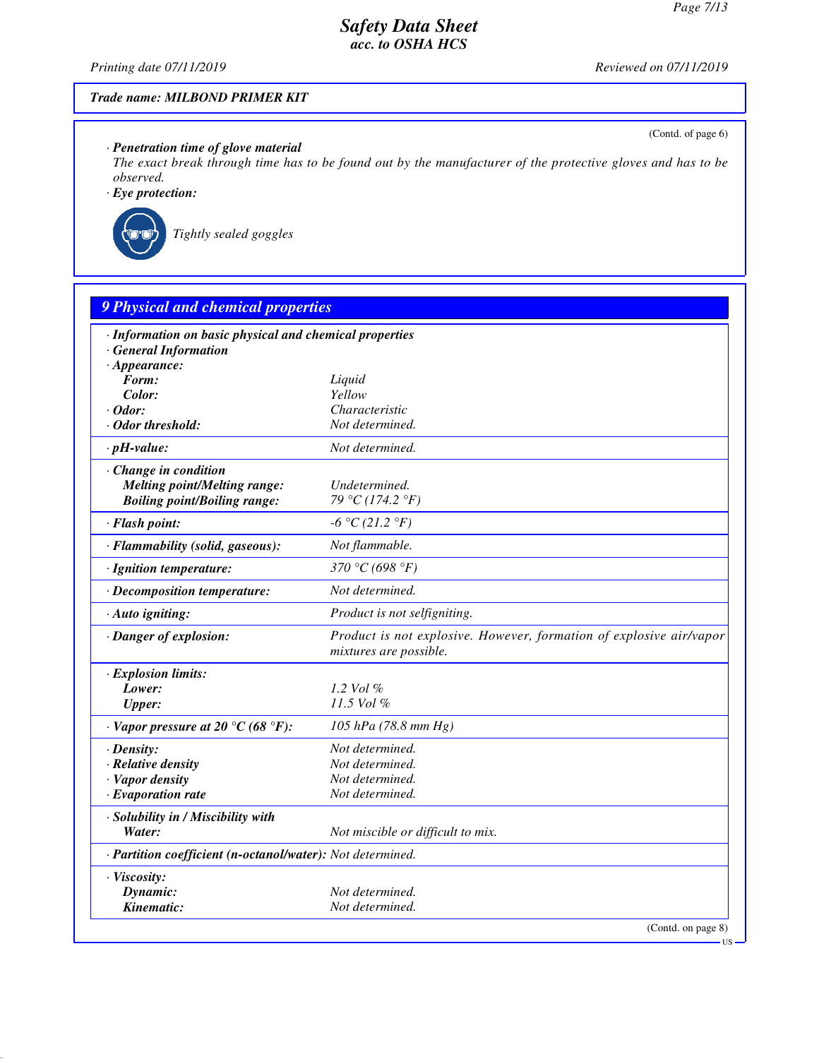**Trade name: MILBOND PRIMER KIT**

(Contd. of page 6)

· **Penetration time of glove material**

The exact break through time has to be found out by the manufacturer of the protective gloves and has to be observed.

· **Eye protection:**

Tightly sealed goggles

## 9 Physical and chemical properties

| · Information on basic physical and chemical properties | |
|---|---|
| · General Information | |
| · Appearance: | |
| Form: | Liquid |
| Color: | Yellow |
| · Odor: | Characteristic |
| · Odor threshold: | Not determined. |
| · pH-value: | Not determined. |
| · Change in condition | |
| Melting point/Melting range: | Undetermined. |
| Boiling point/Boiling range: | 79 °C (174.2 °F) |
| · Flash point: | -6 °C (21.2 °F) |
| · Flammability (solid, gaseous): | Not flammable. |
| · Ignition temperature: | 370 °C (698 °F) |
| · Decomposition temperature: | Not determined. |
| · Auto igniting: | Product is not selfigniting. |
| · Danger of explosion: | Product is not explosive. However, formation of explosive air/vapor mixtures are possible. |
| · Explosion limits: | |
| Lower: | 1.2 Vol % |
| Upper: | 11.5 Vol % |
| · Vapor pressure at 20 °C (68 °F): | 105 hPa (78.8 mm Hg) |
| · Density: | Not determined. |
| · Relative density | Not determined. |
| · Vapor density | Not determined. |
| · Evaporation rate | Not determined. |
| · Solubility in / Miscibility with | |
| Water: | Not miscible or difficult to mix. |
| · Partition coefficient (n-octanol/water): | Not determined. |
| · Viscosity: | |
| Dynamic: | Not determined. |
| Kinematic: | Not determined. |

(Contd. on page 8)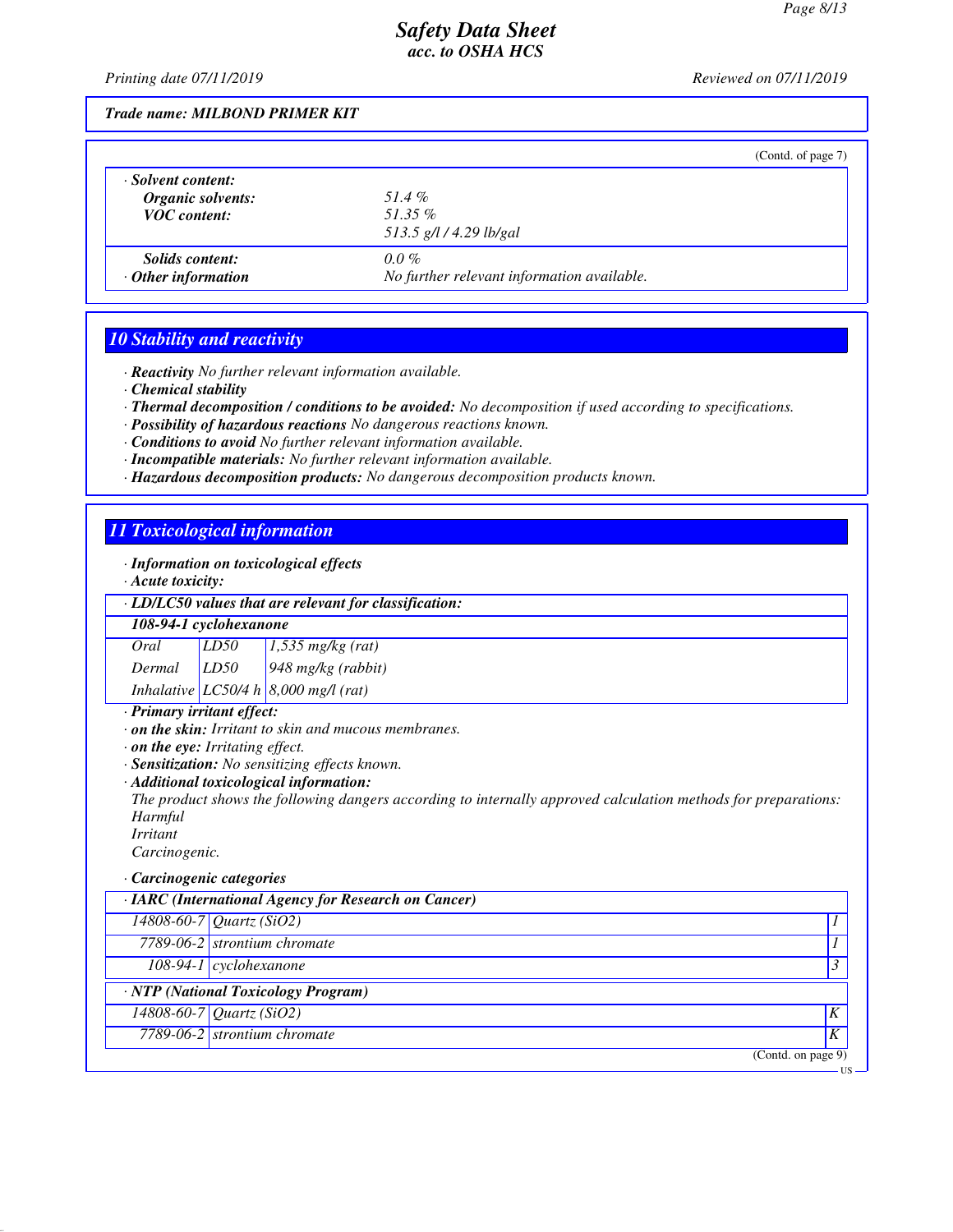**Trade name: MILBOND PRIMER KIT**

(Contd. of page 7)

| · Solvent content: | |
|---|---|
| Organic solvents: | 51.4 % |
| VOC content: | 51.35 % |
| | 513.5 g/l / 4.29 lb/gal |
| Solids content: | 0.0 % |
| · Other information | No further relevant information available. |

## 10 Stability and reactivity

- · **Reactivity** No further relevant information available.
- · **Chemical stability**
- · **Thermal decomposition / conditions to be avoided:** No decomposition if used according to specifications.
- · **Possibility of hazardous reactions** No dangerous reactions known.
- · **Conditions to avoid** No further relevant information available.
- · **Incompatible materials:** No further relevant information available.
- · **Hazardous decomposition products:** No dangerous decomposition products known.

## 11 Toxicological information

- · **Information on toxicological effects**
- · **Acute toxicity:**

| · LD/LC50 values that are relevant for classification: | | |
|---|---|---|
| **108-94-1 cyclohexanone** | | |
| Oral | LD50 | 1,535 mg/kg (rat) |
| Dermal | LD50 | 948 mg/kg (rabbit) |
| Inhalative | LC50/4 h | 8,000 mg/l (rat) |

- · **Primary irritant effect:**
- · **on the skin:** Irritant to skin and mucous membranes.
- · **on the eye:** Irritating effect.
- · **Sensitization:** No sensitizing effects known.
- · **Additional toxicological information:**

  The product shows the following dangers according to internally approved calculation methods for preparations:
  Harmful
  Irritant
  Carcinogenic.

- · **Carcinogenic categories**

| · IARC (International Agency for Research on Cancer) | | |
|---|---|---|
| 14808-60-7 | Quartz ($SiO_2$) | 1 |
| 7789-06-2 | strontium chromate | 1 |
| 108-94-1 | cyclohexanone | 3 |

| · NTP (National Toxicology Program) | | |
|---|---|---|
| 14808-60-7 | Quartz ($SiO_2$) | K |
| 7789-06-2 | strontium chromate | K |

(Contd. on page 9)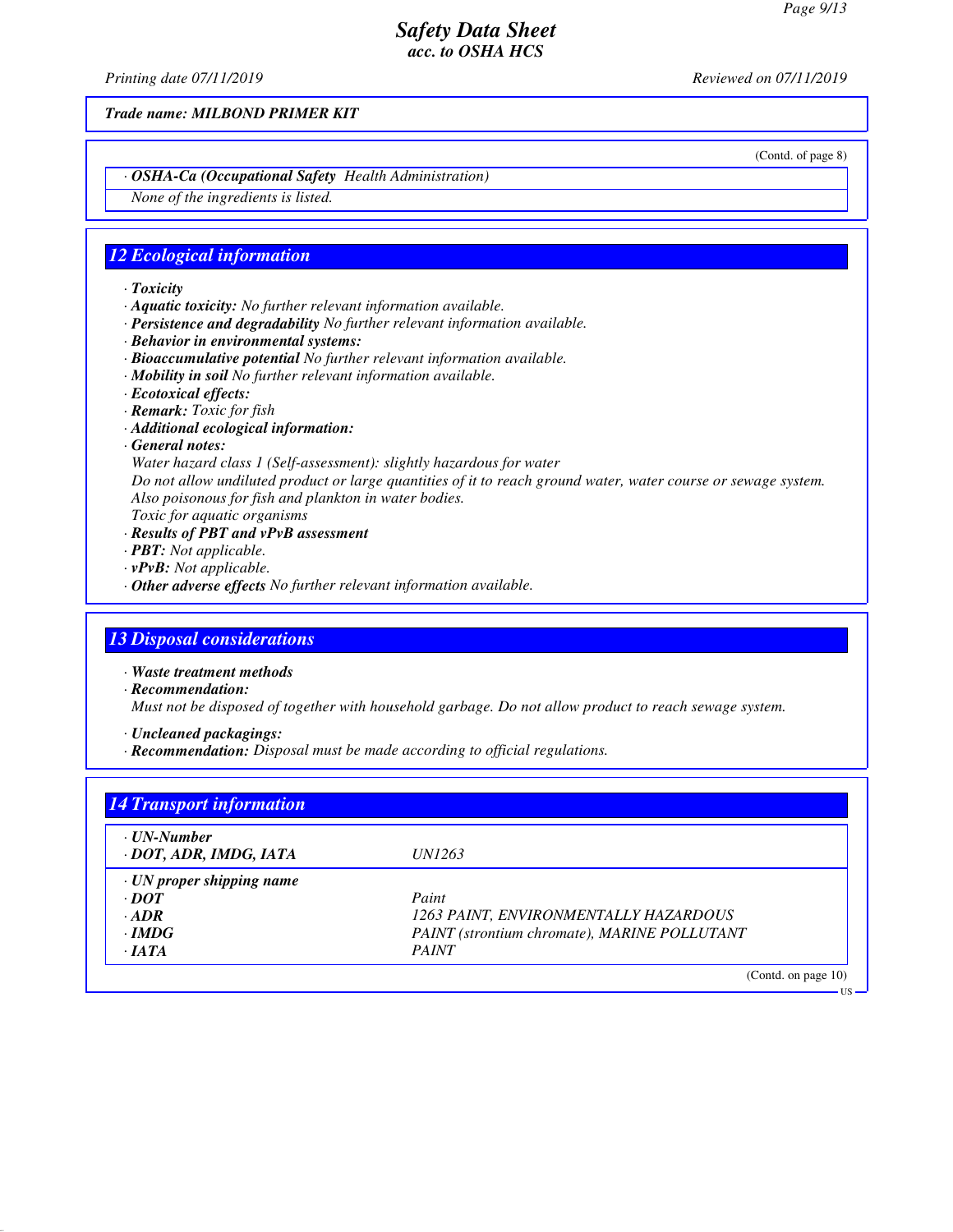Trade name: MILBOND PRIMER KIT

(Contd. of page 8)

**· OSHA-Ca (Occupational Safety Health Administration)**

None of the ingredients is listed.

## 12 Ecological information

- **Toxicity**
- **Aquatic toxicity:** No further relevant information available.
- **Persistence and degradability** No further relevant information available.
- **Behavior in environmental systems:**
- **Bioaccumulative potential** No further relevant information available.
- **Mobility in soil** No further relevant information available.
- **Ecotoxical effects:**
- **Remark:** Toxic for fish
- **Additional ecological information:**
- **General notes:**

  Water hazard class 1 (Self-assessment): slightly hazardous for water

  Do not allow undiluted product or large quantities of it to reach ground water, water course or sewage system.

  Also poisonous for fish and plankton in water bodies.

  Toxic for aquatic organisms
- **Results of PBT and vPvB assessment**
- **PBT:** Not applicable.
- **vPvB:** Not applicable.
- **Other adverse effects** No further relevant information available.

## 13 Disposal considerations

- **Waste treatment methods**
- **Recommendation:**

  Must not be disposed of together with household garbage. Do not allow product to reach sewage system.

- **Uncleaned packagings:**
- **Recommendation:** Disposal must be made according to official regulations.

## 14 Transport information

| · UN-Number | |
|---|---|
| · DOT, ADR, IMDG, IATA | UN1263 |
| · UN proper shipping name | |
| · DOT | Paint |
| · ADR | 1263 PAINT, ENVIRONMENTALLY HAZARDOUS |
| · IMDG | PAINT (strontium chromate), MARINE POLLUTANT |
| · IATA | PAINT |

(Contd. on page 10)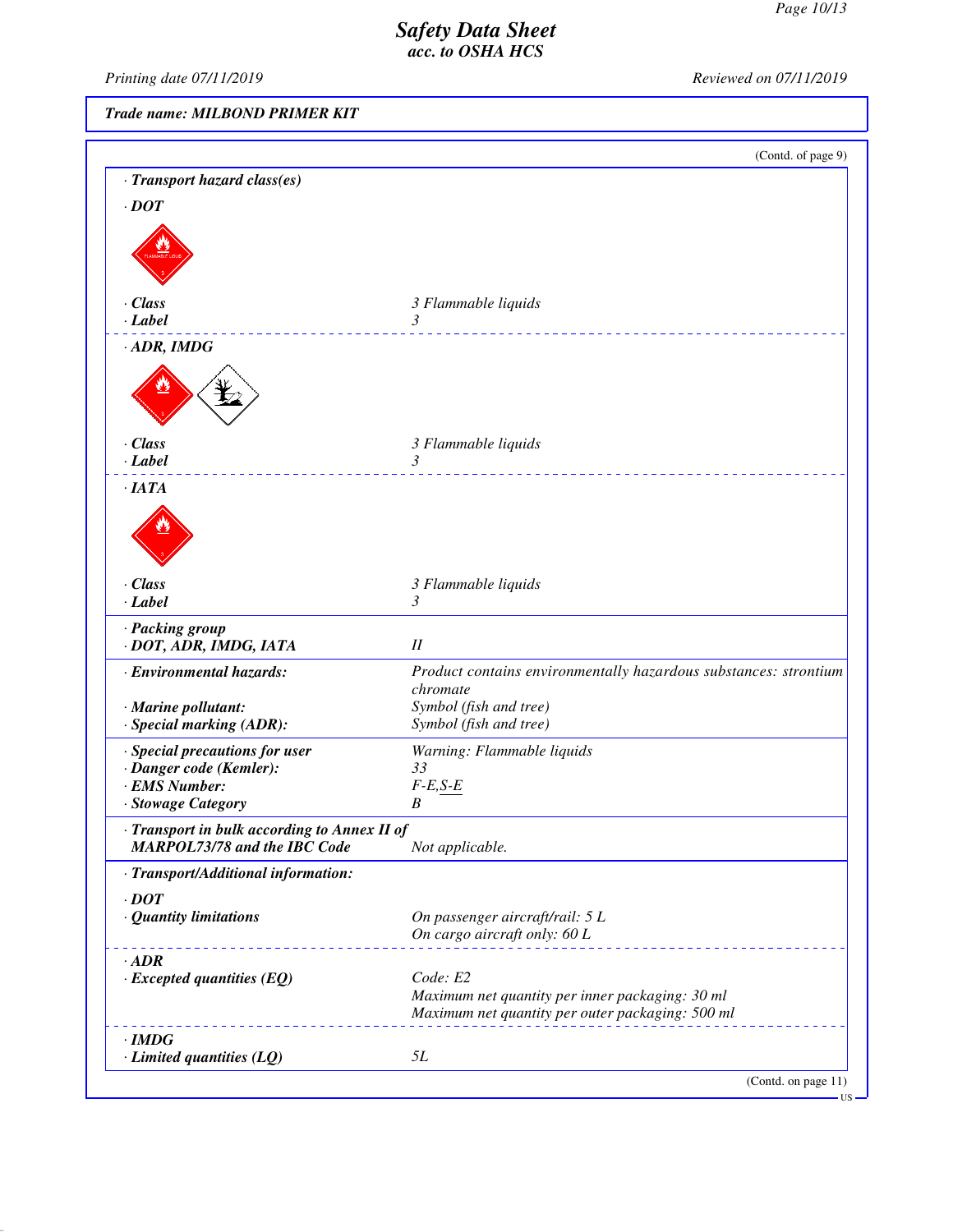## Safety Data Sheet
### acc. to OSHA HCS

Printing date 07/11/2019 | Reviewed on 07/11/2019

**Trade name: MILBOND PRIMER KIT**

(Contd. of page 9)

**· Transport hazard class(es)**

**· DOT**

| | |
|---|---|
| **· Class** | 3 Flammable liquids |
| **· Label** | 3 |

**· ADR, IMDG**

| | |
|---|---|
| **· Class** | 3 Flammable liquids |
| **· Label** | 3 |

**· IATA**

| | |
|---|---|
| **· Class** | 3 Flammable liquids |
| **· Label** | 3 |

| | |
|---|---|
| **· Packing group** | |
| **· DOT, ADR, IMDG, IATA** | II |
| **· Environmental hazards:** | Product contains environmentally hazardous substances: strontium chromate |
| **· Marine pollutant:** | Symbol (fish and tree) |
| **· Special marking (ADR):** | Symbol (fish and tree) |
| **· Special precautions for user** | Warning: Flammable liquids |
| **· Danger code (Kemler):** | 33 |
| **· EMS Number:** | F-E,S-E |
| **· Stowage Category** | B |
| **· Transport in bulk according to Annex II of MARPOL73/78 and the IBC Code** | Not applicable. |

**· Transport/Additional information:**

**· DOT**

| | |
|---|---|
| **· Quantity limitations** | On passenger aircraft/rail: 5 L<br>On cargo aircraft only: 60 L |

**· ADR**

| | |
|---|---|
| **· Excepted quantities (EQ)** | Code: E2<br>Maximum net quantity per inner packaging: 30 ml<br>Maximum net quantity per outer packaging: 500 ml |

**· IMDG**

| | |
|---|---|
| **· Limited quantities (LQ)** | 5L |

(Contd. on page 11)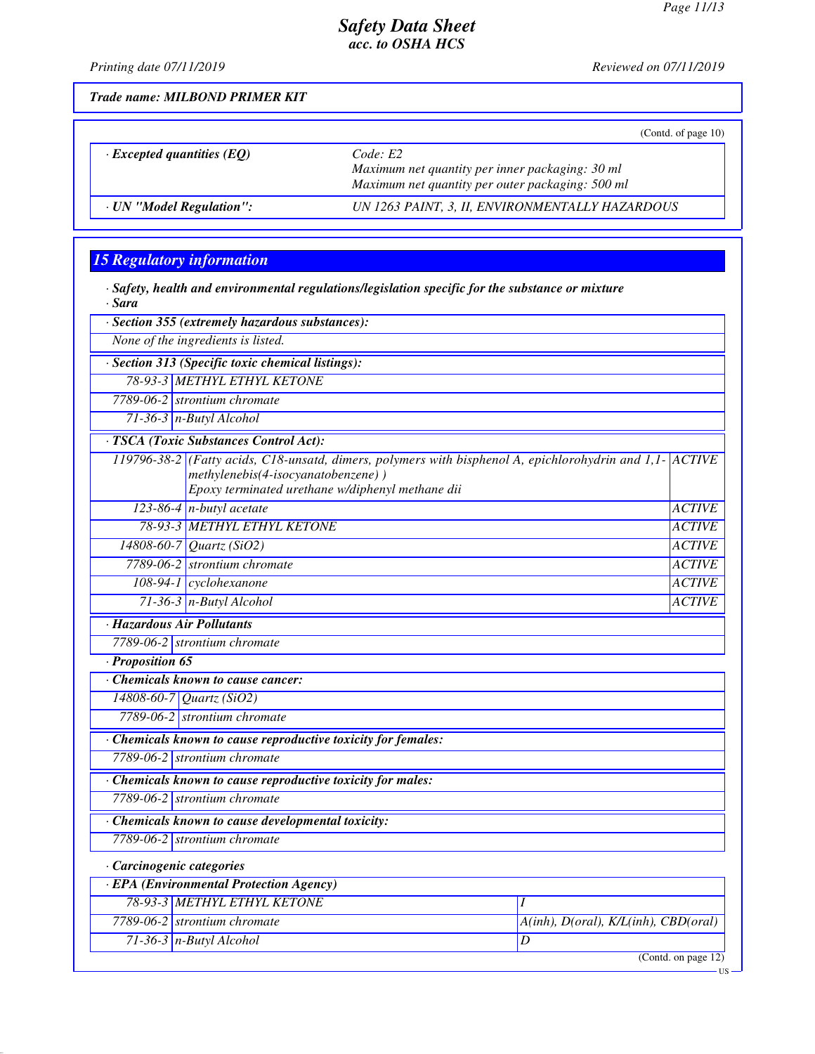Trade name: MILBOND PRIMER KIT

(Contd. of page 10)

| | |
|---|---|
| · **Excepted quantities (EQ)** | Code: E2<br>Maximum net quantity per inner packaging: 30 ml<br>Maximum net quantity per outer packaging: 500 ml |
| · **UN "Model Regulation":** | UN 1263 PAINT, 3, II, ENVIRONMENTALLY HAZARDOUS |

## 15 Regulatory information

· **Safety, health and environmental regulations/legislation specific for the substance or mixture**

· **Sara**

· **Section 355 (extremely hazardous substances):**

None of the ingredients is listed.

· **Section 313 (Specific toxic chemical listings):**

| | |
|---|---|
| 78-93-3 | METHYL ETHYL KETONE |
| 7789-06-2 | strontium chromate |
| 71-36-3 | n-Butyl Alcohol |

· **TSCA (Toxic Substances Control Act):**

| | | |
|---|---|---|
| 119796-38-2 | (Fatty acids, C18-unsatd, dimers, polymers with bisphenol A, epichlorohydrin and 1,1-methylenebis(4-isocyanatobenzene) )<br>Epoxy terminated urethane w/diphenyl methane dii | ACTIVE |
| 123-86-4 | n-butyl acetate | ACTIVE |
| 78-93-3 | METHYL ETHYL KETONE | ACTIVE |
| 14808-60-7 | Quartz ($SiO_2$) | ACTIVE |
| 7789-06-2 | strontium chromate | ACTIVE |
| 108-94-1 | cyclohexanone | ACTIVE |
| 71-36-3 | n-Butyl Alcohol | ACTIVE |

· **Hazardous Air Pollutants**

| | |
|---|---|
| 7789-06-2 | strontium chromate |

· **Proposition 65**

· **Chemicals known to cause cancer:**

| | |
|---|---|
| 14808-60-7 | Quartz ($SiO_2$) |
| 7789-06-2 | strontium chromate |

· **Chemicals known to cause reproductive toxicity for females:**

| | |
|---|---|
| 7789-06-2 | strontium chromate |

· **Chemicals known to cause reproductive toxicity for males:**

| | |
|---|---|
| 7789-06-2 | strontium chromate |

· **Chemicals known to cause developmental toxicity:**

| | |
|---|---|
| 7789-06-2 | strontium chromate |

· **Carcinogenic categories**

· **EPA (Environmental Protection Agency)**

| | | |
|---|---|---|
| 78-93-3 | METHYL ETHYL KETONE | I |
| 7789-06-2 | strontium chromate | A(inh), D(oral), K/L(inh), CBD(oral) |
| 71-36-3 | n-Butyl Alcohol | D |

(Contd. on page 12)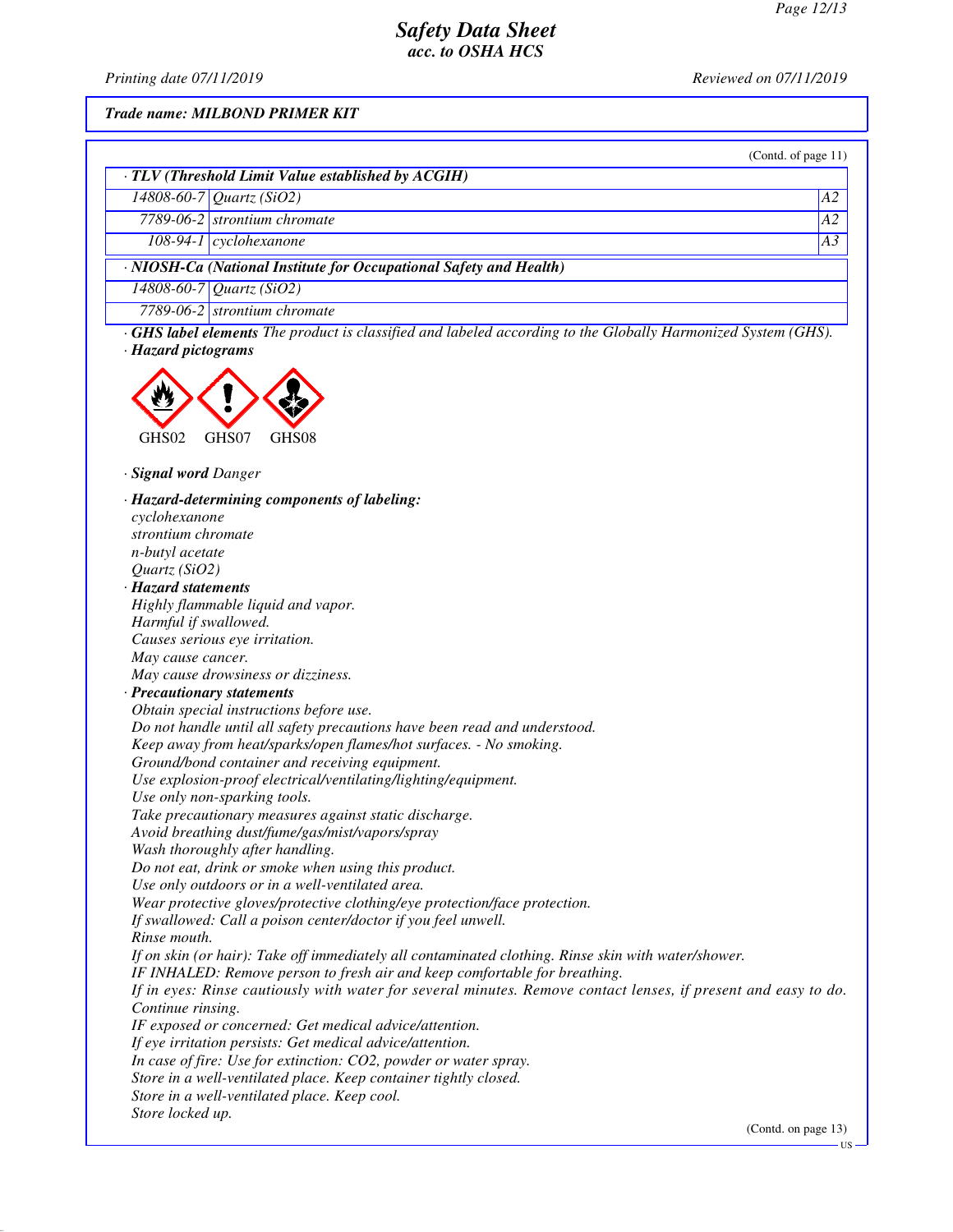Trade name: MILBOND PRIMER KIT

(Contd. of page 11)

· **TLV (Threshold Limit Value established by ACGIH)**

| | | |
|---|---|---|
| 14808-60-7 | Quartz ($SiO_2$) | A2 |
| 7789-06-2 | strontium chromate | A2 |
| 108-94-1 | cyclohexanone | A3 |

· **NIOSH-Ca (National Institute for Occupational Safety and Health)**

| | |
|---|---|
| 14808-60-7 | Quartz ($SiO_2$) |
| 7789-06-2 | strontium chromate |

· **GHS label elements** *The product is classified and labeled according to the Globally Harmonized System (GHS).*

· **Hazard pictograms**

GHS02 GHS07 GHS08

· **Signal word** *Danger*

· **Hazard-determining components of labeling:**

*cyclohexanone*
*strontium chromate*
*n-butyl acetate*
*Quartz ($SiO_2$)*

· **Hazard statements**

*Highly flammable liquid and vapor.*
*Harmful if swallowed.*
*Causes serious eye irritation.*
*May cause cancer.*
*May cause drowsiness or dizziness.*

· **Precautionary statements**

*Obtain special instructions before use.*
*Do not handle until all safety precautions have been read and understood.*
*Keep away from heat/sparks/open flames/hot surfaces. - No smoking.*
*Ground/bond container and receiving equipment.*
*Use explosion-proof electrical/ventilating/lighting/equipment.*
*Use only non-sparking tools.*
*Take precautionary measures against static discharge.*
*Avoid breathing dust/fume/gas/mist/vapors/spray*
*Wash thoroughly after handling.*
*Do not eat, drink or smoke when using this product.*
*Use only outdoors or in a well-ventilated area.*
*Wear protective gloves/protective clothing/eye protection/face protection.*
*If swallowed: Call a poison center/doctor if you feel unwell.*
*Rinse mouth.*
*If on skin (or hair): Take off immediately all contaminated clothing. Rinse skin with water/shower.*
*IF INHALED: Remove person to fresh air and keep comfortable for breathing.*
*If in eyes: Rinse cautiously with water for several minutes. Remove contact lenses, if present and easy to do. Continue rinsing.*
*IF exposed or concerned: Get medical advice/attention.*
*If eye irritation persists: Get medical advice/attention.*
*In case of fire: Use for extinction: $CO_2$, powder or water spray.*
*Store in a well-ventilated place. Keep container tightly closed.*
*Store in a well-ventilated place. Keep cool.*
*Store locked up.*

(Contd. on page 13)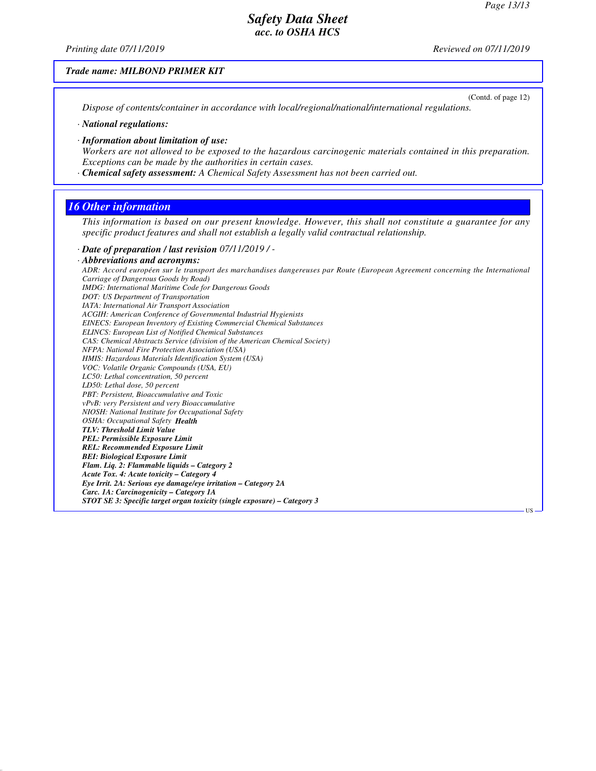*Trade name: MILBOND PRIMER KIT*

(Contd. of page 12)

*Dispose of contents/container in accordance with local/regional/national/international regulations.*

· ***National regulations:***

· ***Information about limitation of use:***
*Workers are not allowed to be exposed to the hazardous carcinogenic materials contained in this preparation. Exceptions can be made by the authorities in certain cases.*

· ***Chemical safety assessment:*** *A Chemical Safety Assessment has not been carried out.*

## *16 Other information*

*This information is based on our present knowledge. However, this shall not constitute a guarantee for any specific product features and shall not establish a legally valid contractual relationship.*

· ***Date of preparation / last revision*** *07/11/2019 / -*

· ***Abbreviations and acronyms:***

*ADR: Accord européen sur le transport des marchandises dangereuses par Route (European Agreement concerning the International Carriage of Dangerous Goods by Road)*
*IMDG: International Maritime Code for Dangerous Goods*
*DOT: US Department of Transportation*
*IATA: International Air Transport Association*
*ACGIH: American Conference of Governmental Industrial Hygienists*
*EINECS: European Inventory of Existing Commercial Chemical Substances*
*ELINCS: European List of Notified Chemical Substances*
*CAS: Chemical Abstracts Service (division of the American Chemical Society)*
*NFPA: National Fire Protection Association (USA)*
*HMIS: Hazardous Materials Identification System (USA)*
*VOC: Volatile Organic Compounds (USA, EU)*
*LC50: Lethal concentration, 50 percent*
*LD50: Lethal dose, 50 percent*
*PBT: Persistent, Bioaccumulative and Toxic*
*vPvB: very Persistent and very Bioaccumulative*
*NIOSH: National Institute for Occupational Safety*
*OSHA: Occupational Safety* ***Health***
***TLV: Threshold Limit Value***
***PEL: Permissible Exposure Limit***
***REL: Recommended Exposure Limit***
***BEI: Biological Exposure Limit***
***Flam. Liq. 2: Flammable liquids – Category 2***
***Acute Tox. 4: Acute toxicity – Category 4***
***Eye Irrit. 2A: Serious eye damage/eye irritation – Category 2A***
***Carc. 1A: Carcinogenicity – Category 1A***
***STOT SE 3: Specific target organ toxicity (single exposure) – Category 3***